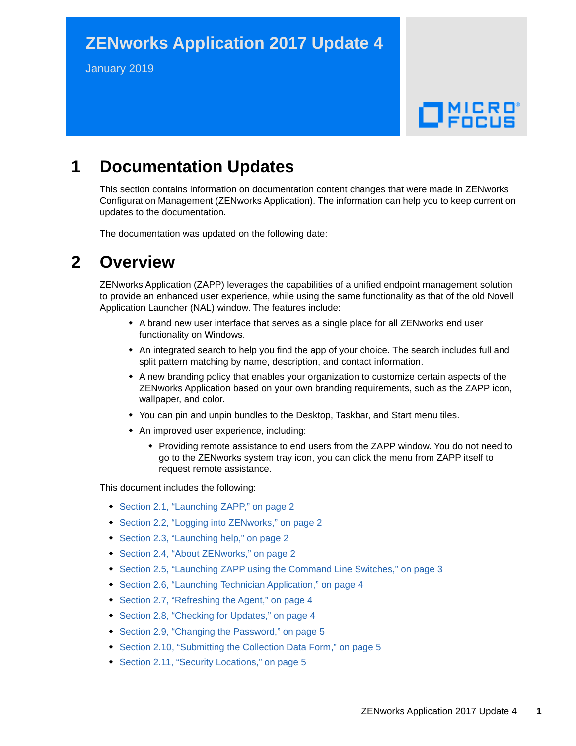# ZENworks Application 2017 Update 4

January 2019

## 1 Documentation Updates

This section contains information on documentation content changes that were made in ZENworks Configuration Management (ZENworks Application). The information can help you to keep current on updates to the documentation.

The documentation was updated on the following date:

## 2 Overview

ZENworks Application (ZAPP) leverages the capabilities of a unified endpoint management solution to provide an enhanced user experience, while using the same functionality as that of the old Novell Application Launcher (NAL) window. The features include:

- A brand new user interface that serves as a single place for all ZENworks end user functionality on Windows.
- An integrated search to help you find the app of your choice. The search includes full and split pattern matching by name, description, and contact information.
- A new branding policy that enables your organization to customize certain aspects of the ZENworks Application based on your own branding requirements, such as the ZAPP icon, wallpaper, and color.
- You can pin and unpin bundles to the Desktop, Taskbar, and Start menu tiles.
- An improved user experience, including:
  - Providing remote assistance to end users from the ZAPP window. You do not need to go to the ZENworks system tray icon, you can click the menu from ZAPP itself to request remote assistance.

This document includes the following:

- Section 2.1, "Launching ZAPP," on page 2
- Section 2.2, "Logging into ZENworks," on page 2
- Section 2.3, "Launching help," on page 2
- Section 2.4, "About ZENworks," on page 2
- Section 2.5, "Launching ZAPP using the Command Line Switches," on page 3
- Section 2.6, "Launching Technician Application," on page 4
- Section 2.7, "Refreshing the Agent," on page 4
- Section 2.8, "Checking for Updates," on page 4
- Section 2.9, "Changing the Password," on page 5
- Section 2.10, "Submitting the Collection Data Form," on page 5
- Section 2.11, "Security Locations," on page 5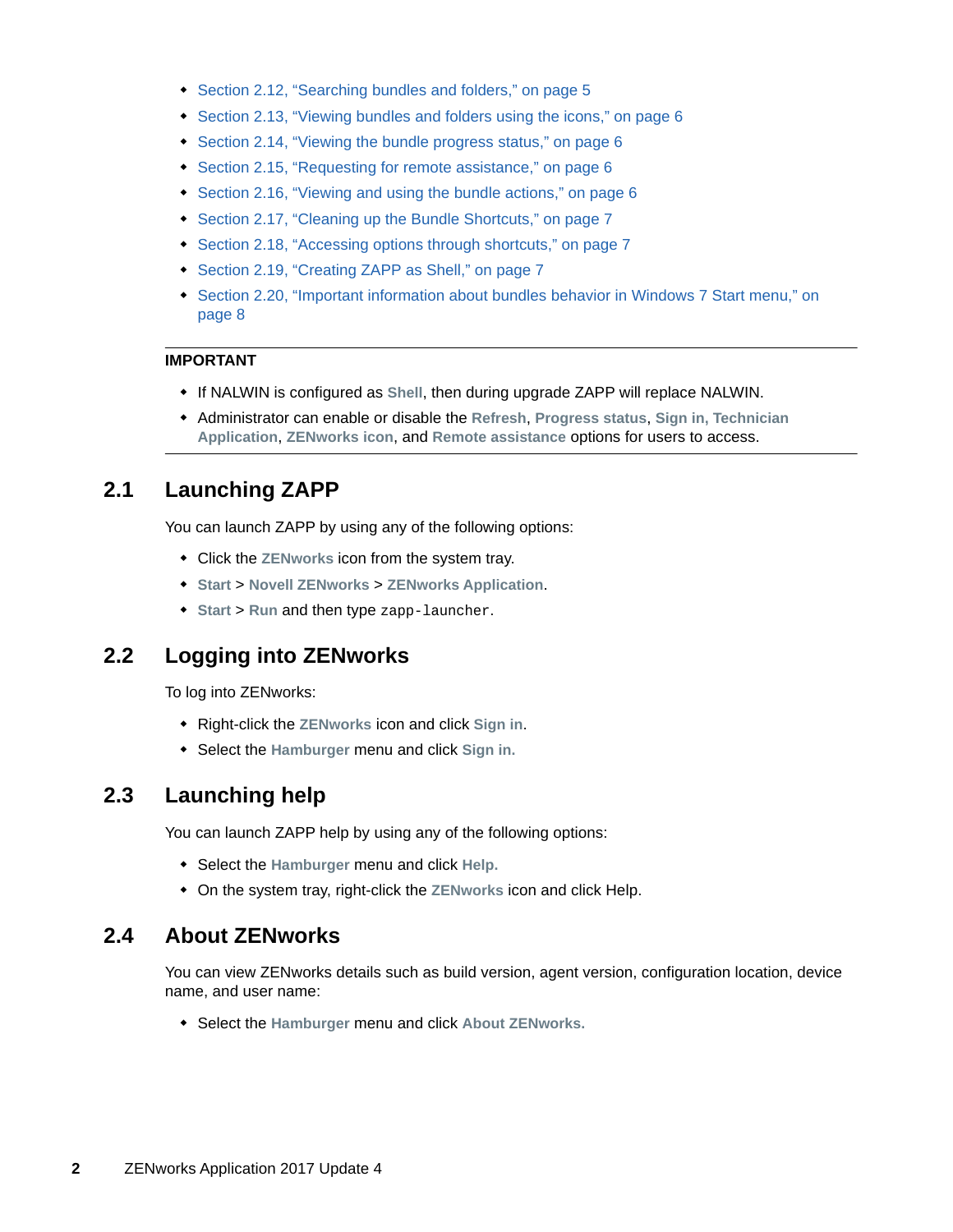- Section 2.12, “Searching bundles and folders,” on page 5
- Section 2.13, “Viewing bundles and folders using the icons,” on page 6
- Section 2.14, “Viewing the bundle progress status,” on page 6
- Section 2.15, “Requesting for remote assistance,” on page 6
- Section 2.16, “Viewing and using the bundle actions,” on page 6
- Section 2.17, “Cleaning up the Bundle Shortcuts,” on page 7
- Section 2.18, “Accessing options through shortcuts,” on page 7
- Section 2.19, “Creating ZAPP as Shell,” on page 7
- Section 2.20, “Important information about bundles behavior in Windows 7 Start menu,” on page 8

---

**IMPORTANT**

- If NALWIN is configured as **Shell**, then during upgrade ZAPP will replace NALWIN.
- Administrator can enable or disable the **Refresh**, **Progress status**, **Sign in, Technician Application**, **ZENworks icon**, and **Remote assistance** options for users to access.

---

## 2.1 Launching ZAPP

You can launch ZAPP by using any of the following options:

- Click the **ZENworks** icon from the system tray.
- **Start** > **Novell ZENworks** > **ZENworks Application**.
- **Start** > **Run** and then type `zapp-launcher`.

## 2.2 Logging into ZENworks

To log into ZENworks:

- Right-click the **ZENworks** icon and click **Sign in**.
- Select the **Hamburger** menu and click **Sign in.**

## 2.3 Launching help

You can launch ZAPP help by using any of the following options:

- Select the **Hamburger** menu and click **Help.**
- On the system tray, right-click the **ZENworks** icon and click Help.

## 2.4 About ZENworks

You can view ZENworks details such as build version, agent version, configuration location, device name, and user name:

- Select the **Hamburger** menu and click **About ZENworks.**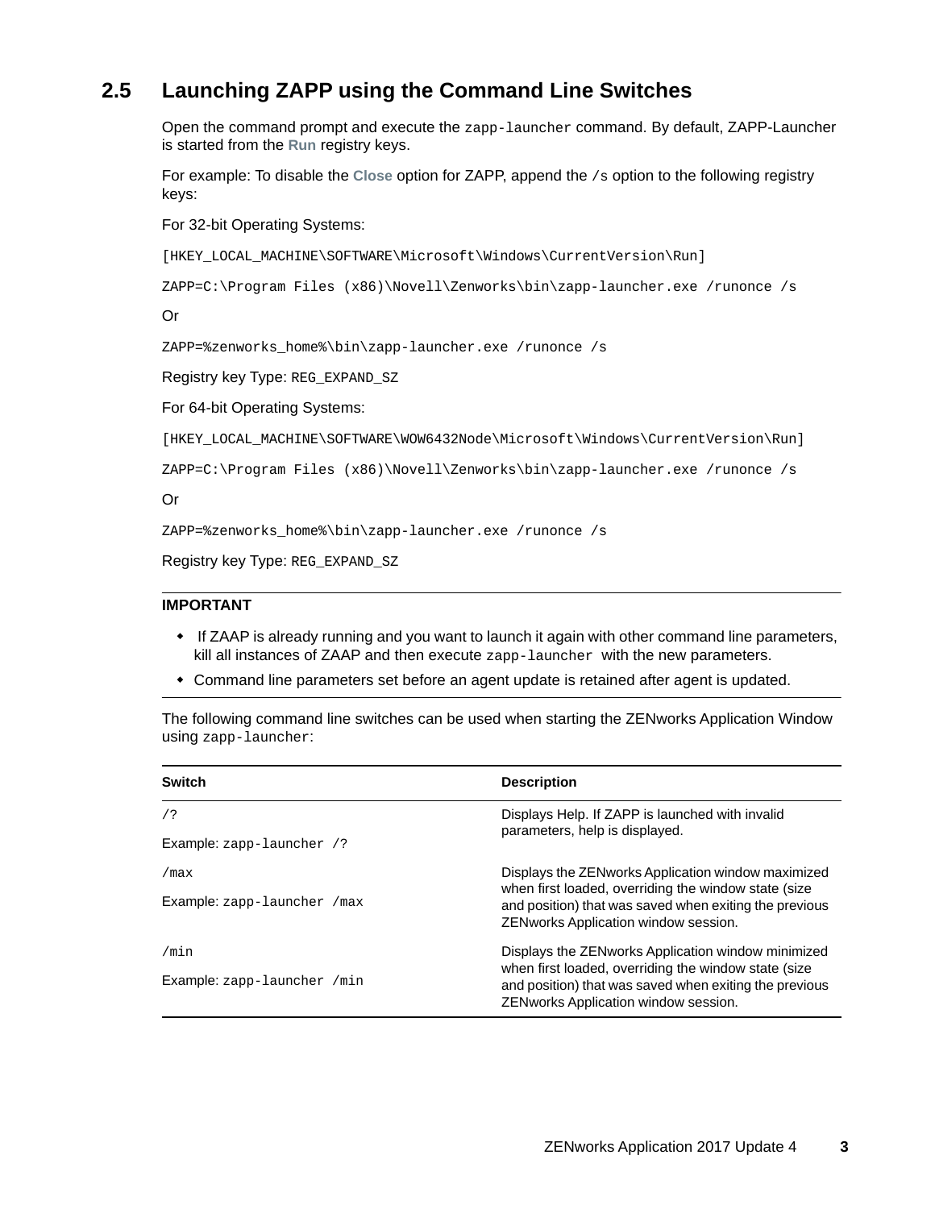## 2.5 Launching ZAPP using the Command Line Switches

Open the command prompt and execute the `zapp-launcher` command. By default, ZAPP-Launcher is started from the **Run** registry keys.

For example: To disable the **Close** option for ZAPP, append the `/s` option to the following registry keys:

For 32-bit Operating Systems:

`[HKEY_LOCAL_MACHINE\SOFTWARE\Microsoft\Windows\CurrentVersion\Run]`

`ZAPP=C:\Program Files (x86)\Novell\Zenworks\bin\zapp-launcher.exe /runonce /s`

Or

`ZAPP=%zenworks_home%\bin\zapp-launcher.exe /runonce /s`

Registry key Type: `REG_EXPAND_SZ`

For 64-bit Operating Systems:

`[HKEY_LOCAL_MACHINE\SOFTWARE\WOW6432Node\Microsoft\Windows\CurrentVersion\Run]`

`ZAPP=C:\Program Files (x86)\Novell\Zenworks\bin\zapp-launcher.exe /runonce /s`

Or

`ZAPP=%zenworks_home%\bin\zapp-launcher.exe /runonce /s`

Registry key Type: `REG_EXPAND_SZ`

---

**IMPORTANT**

- If ZAAP is already running and you want to launch it again with other command line parameters, kill all instances of ZAAP and then execute `zapp-launcher` with the new parameters.
- Command line parameters set before an agent update is retained after agent is updated.

---

The following command line switches can be used when starting the ZENworks Application Window using `zapp-launcher`:

| Switch | Description |
| --- | --- |
| `/?`<br><br>Example: `zapp-launcher /?` | Displays Help. If ZAPP is launched with invalid parameters, help is displayed. |
| `/max`<br><br>Example: `zapp-launcher /max` | Displays the ZENworks Application window maximized when first loaded, overriding the window state (size and position) that was saved when exiting the previous ZENworks Application window session. |
| `/min`<br><br>Example: `zapp-launcher /min` | Displays the ZENworks Application window minimized when first loaded, overriding the window state (size and position) that was saved when exiting the previous ZENworks Application window session. |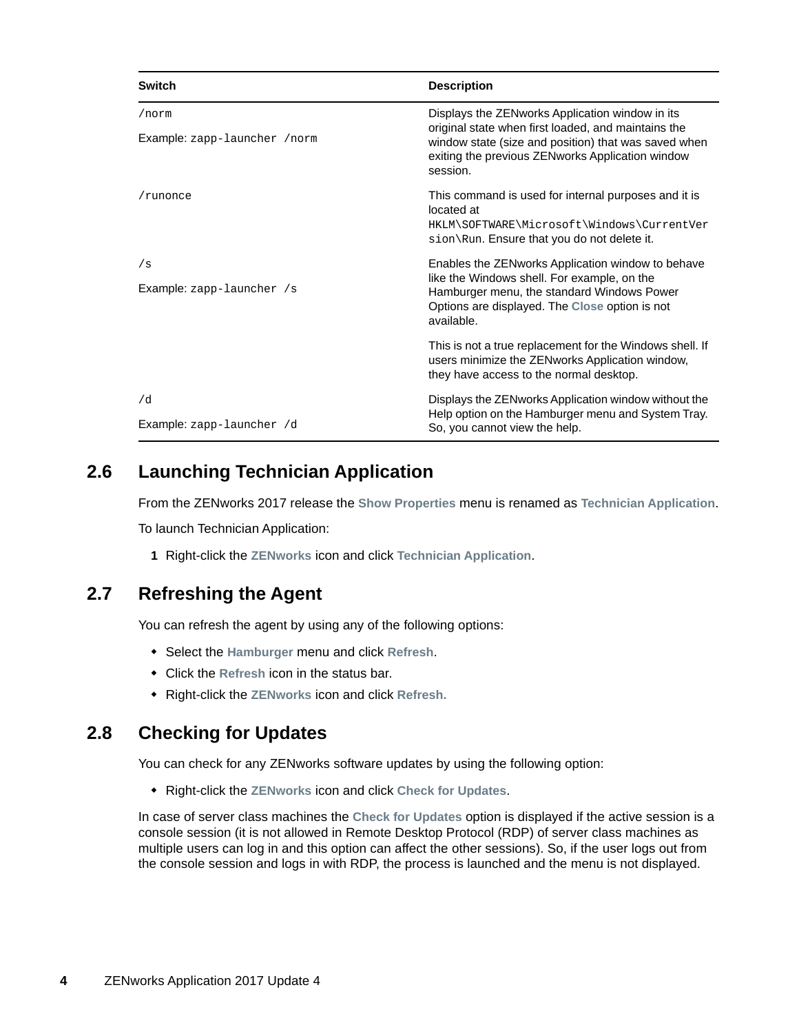| Switch | Description |
|---|---|
| `/norm`<br><br>Example: `zapp-launcher /norm` | Displays the ZENworks Application window in its original state when first loaded, and maintains the window state (size and position) that was saved when exiting the previous ZENworks Application window session. |
| `/runonce` | This command is used for internal purposes and it is located at `HKLM\SOFTWARE\Microsoft\Windows\CurrentVersion\Run`. Ensure that you do not delete it. |
| `/s`<br><br>Example: `zapp-launcher /s` | Enables the ZENworks Application window to behave like the Windows shell. For example, on the Hamburger menu, the standard Windows Power Options are displayed. The **Close** option is not available.<br><br>This is not a true replacement for the Windows shell. If users minimize the ZENworks Application window, they have access to the normal desktop. |
| `/d`<br><br>Example: `zapp-launcher /d` | Displays the ZENworks Application window without the Help option on the Hamburger menu and System Tray. So, you cannot view the help. |

## 2.6 Launching Technician Application

From the ZENworks 2017 release the **Show Properties** menu is renamed as **Technician Application**.

To launch Technician Application:

1. Right-click the **ZENworks** icon and click **Technician Application**.

## 2.7 Refreshing the Agent

You can refresh the agent by using any of the following options:

- Select the **Hamburger** menu and click **Refresh**.
- Click the **Refresh** icon in the status bar.
- Right-click the **ZENworks** icon and click **Refresh.**

## 2.8 Checking for Updates

You can check for any ZENworks software updates by using the following option:

- Right-click the **ZENworks** icon and click **Check for Updates**.

In case of server class machines the **Check for Updates** option is displayed if the active session is a console session (it is not allowed in Remote Desktop Protocol (RDP) of server class machines as multiple users can log in and this option can affect the other sessions). So, if the user logs out from the console session and logs in with RDP, the process is launched and the menu is not displayed.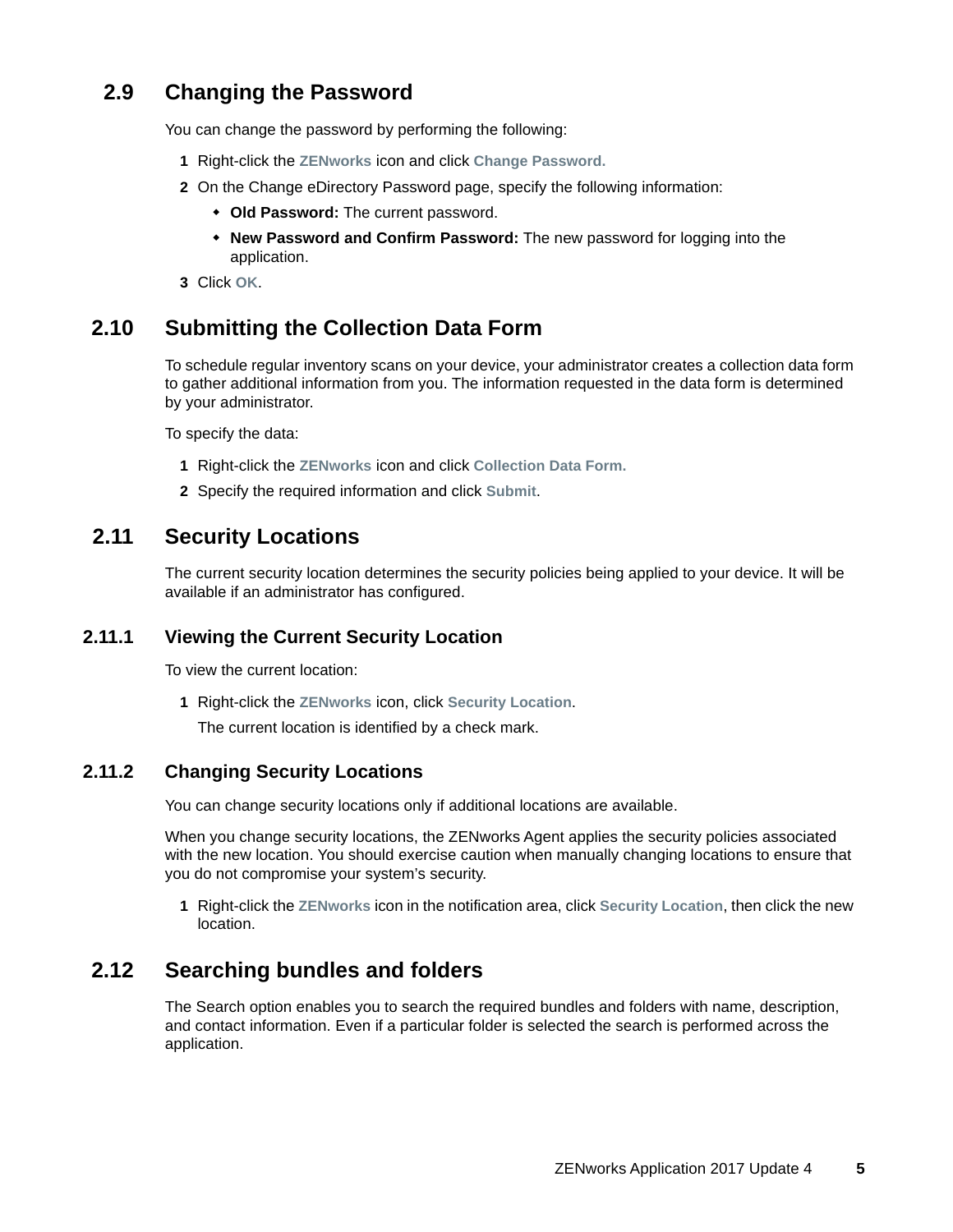## 2.9 Changing the Password

You can change the password by performing the following:

1. Right-click the **ZENworks** icon and click **Change Password.**
2. On the Change eDirectory Password page, specify the following information:
   - **Old Password:** The current password.
   - **New Password and Confirm Password:** The new password for logging into the application.
3. Click **OK**.

## 2.10 Submitting the Collection Data Form

To schedule regular inventory scans on your device, your administrator creates a collection data form to gather additional information from you. The information requested in the data form is determined by your administrator.

To specify the data:

1. Right-click the **ZENworks** icon and click **Collection Data Form.**
2. Specify the required information and click **Submit**.

## 2.11 Security Locations

The current security location determines the security policies being applied to your device. It will be available if an administrator has configured.

### 2.11.1 Viewing the Current Security Location

To view the current location:

1. Right-click the **ZENworks** icon, click **Security Location**.

   The current location is identified by a check mark.

### 2.11.2 Changing Security Locations

You can change security locations only if additional locations are available.

When you change security locations, the ZENworks Agent applies the security policies associated with the new location. You should exercise caution when manually changing locations to ensure that you do not compromise your system's security.

1. Right-click the **ZENworks** icon in the notification area, click **Security Location**, then click the new location.

## 2.12 Searching bundles and folders

The Search option enables you to search the required bundles and folders with name, description, and contact information. Even if a particular folder is selected the search is performed across the application.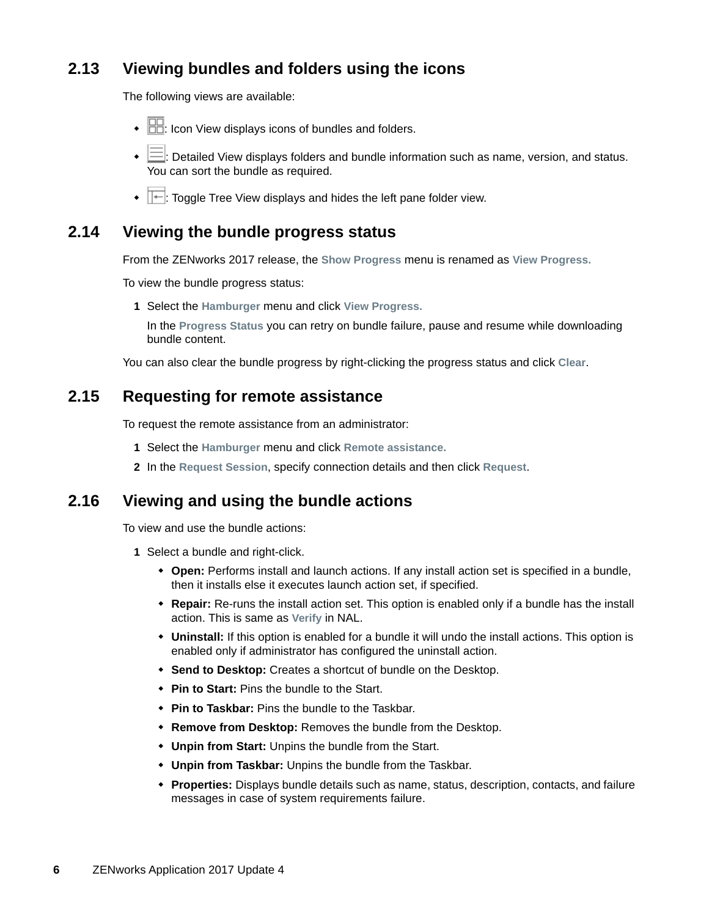## 2.13 Viewing bundles and folders using the icons

The following views are available:

- : Icon View displays icons of bundles and folders.
- : Detailed View displays folders and bundle information such as name, version, and status. You can sort the bundle as required.
- : Toggle Tree View displays and hides the left pane folder view.

## 2.14 Viewing the bundle progress status

From the ZENworks 2017 release, the **Show Progress** menu is renamed as **View Progress.**

To view the bundle progress status:

1. Select the **Hamburger** menu and click **View Progress.**

   In the **Progress Status** you can retry on bundle failure, pause and resume while downloading bundle content.

You can also clear the bundle progress by right-clicking the progress status and click **Clear**.

## 2.15 Requesting for remote assistance

To request the remote assistance from an administrator:

1. Select the **Hamburger** menu and click **Remote assistance.**
2. In the **Request Session**, specify connection details and then click **Request**.

## 2.16 Viewing and using the bundle actions

To view and use the bundle actions:

1. Select a bundle and right-click.
   - **Open:** Performs install and launch actions. If any install action set is specified in a bundle, then it installs else it executes launch action set, if specified.
   - **Repair:** Re-runs the install action set. This option is enabled only if a bundle has the install action. This is same as **Verify** in NAL.
   - **Uninstall:** If this option is enabled for a bundle it will undo the install actions. This option is enabled only if administrator has configured the uninstall action.
   - **Send to Desktop:** Creates a shortcut of bundle on the Desktop.
   - **Pin to Start:** Pins the bundle to the Start.
   - **Pin to Taskbar:** Pins the bundle to the Taskbar.
   - **Remove from Desktop:** Removes the bundle from the Desktop.
   - **Unpin from Start:** Unpins the bundle from the Start.
   - **Unpin from Taskbar:** Unpins the bundle from the Taskbar.
   - **Properties:** Displays bundle details such as name, status, description, contacts, and failure messages in case of system requirements failure.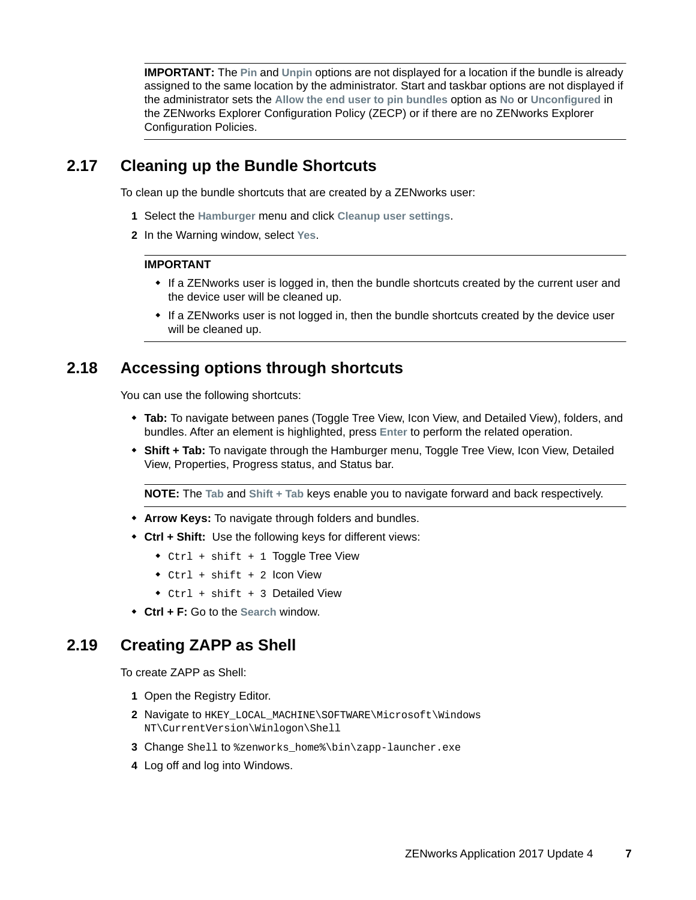**IMPORTANT:** The **Pin** and **Unpin** options are not displayed for a location if the bundle is already assigned to the same location by the administrator. Start and taskbar options are not displayed if the administrator sets the **Allow the end user to pin bundles** option as **No** or **Unconfigured** in the ZENworks Explorer Configuration Policy (ZECP) or if there are no ZENworks Explorer Configuration Policies.

## 2.17 Cleaning up the Bundle Shortcuts

To clean up the bundle shortcuts that are created by a ZENworks user:

1. Select the **Hamburger** menu and click **Cleanup user settings**.
2. In the Warning window, select **Yes**.

**IMPORTANT**

- If a ZENworks user is logged in, then the bundle shortcuts created by the current user and the device user will be cleaned up.
- If a ZENworks user is not logged in, then the bundle shortcuts created by the device user will be cleaned up.

## 2.18 Accessing options through shortcuts

You can use the following shortcuts:

- **Tab:** To navigate between panes (Toggle Tree View, Icon View, and Detailed View), folders, and bundles. After an element is highlighted, press **Enter** to perform the related operation.
- **Shift + Tab:** To navigate through the Hamburger menu, Toggle Tree View, Icon View, Detailed View, Properties, Progress status, and Status bar.

**NOTE:** The **Tab** and **Shift + Tab** keys enable you to navigate forward and back respectively.

- **Arrow Keys:** To navigate through folders and bundles.
- **Ctrl + Shift:** Use the following keys for different views:
  - `Ctrl + shift + 1` Toggle Tree View
  - `Ctrl + shift + 2` Icon View
  - `Ctrl + shift + 3` Detailed View
- **Ctrl + F:** Go to the **Search** window.

## 2.19 Creating ZAPP as Shell

To create ZAPP as Shell:

1. Open the Registry Editor.
2. Navigate to `HKEY_LOCAL_MACHINE\SOFTWARE\Microsoft\Windows NT\CurrentVersion\Winlogon\Shell`
3. Change `Shell` to `%zenworks_home%\bin\zapp-launcher.exe`
4. Log off and log into Windows.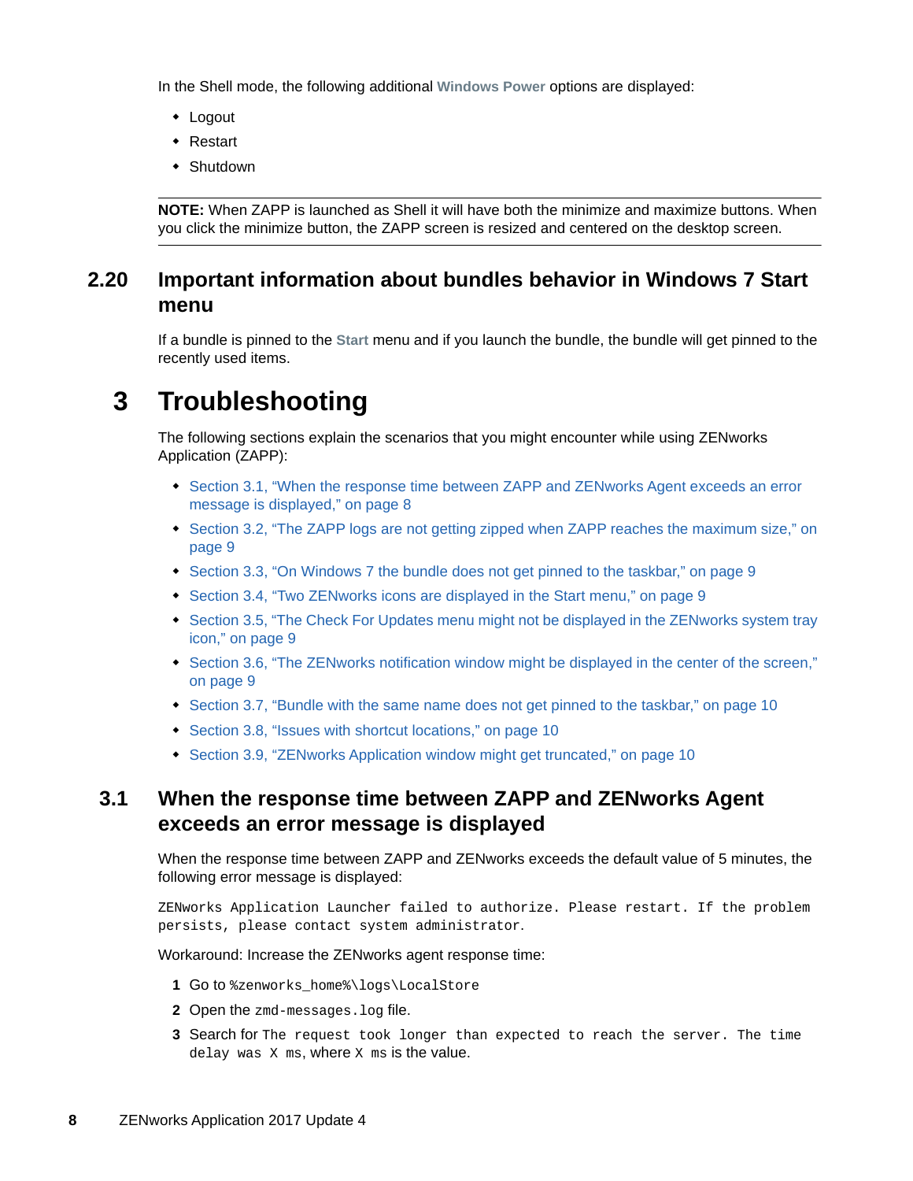In the Shell mode, the following additional **Windows Power** options are displayed:

- Logout
- Restart
- Shutdown

---

**NOTE:** When ZAPP is launched as Shell it will have both the minimize and maximize buttons. When you click the minimize button, the ZAPP screen is resized and centered on the desktop screen.

---

### 2.20 Important information about bundles behavior in Windows 7 Start menu

If a bundle is pinned to the **Start** menu and if you launch the bundle, the bundle will get pinned to the recently used items.

# 3 Troubleshooting

The following sections explain the scenarios that you might encounter while using ZENworks Application (ZAPP):

- Section 3.1, "When the response time between ZAPP and ZENworks Agent exceeds an error message is displayed," on page 8
- Section 3.2, "The ZAPP logs are not getting zipped when ZAPP reaches the maximum size," on page 9
- Section 3.3, "On Windows 7 the bundle does not get pinned to the taskbar," on page 9
- Section 3.4, "Two ZENworks icons are displayed in the Start menu," on page 9
- Section 3.5, "The Check For Updates menu might not be displayed in the ZENworks system tray icon," on page 9
- Section 3.6, "The ZENworks notification window might be displayed in the center of the screen," on page 9
- Section 3.7, "Bundle with the same name does not get pinned to the taskbar," on page 10
- Section 3.8, "Issues with shortcut locations," on page 10
- Section 3.9, "ZENworks Application window might get truncated," on page 10

## 3.1 When the response time between ZAPP and ZENworks Agent exceeds an error message is displayed

When the response time between ZAPP and ZENworks exceeds the default value of 5 minutes, the following error message is displayed:

```
ZENworks Application Launcher failed to authorize. Please restart. If the problem persists, please contact system administrator.
```

Workaround: Increase the ZENworks agent response time:

1. Go to `%zenworks_home%\logs\LocalStore`
2. Open the `zmd-messages.log` file.
3. Search for `The request took longer than expected to reach the server. The time delay was X ms`, where `X ms` is the value.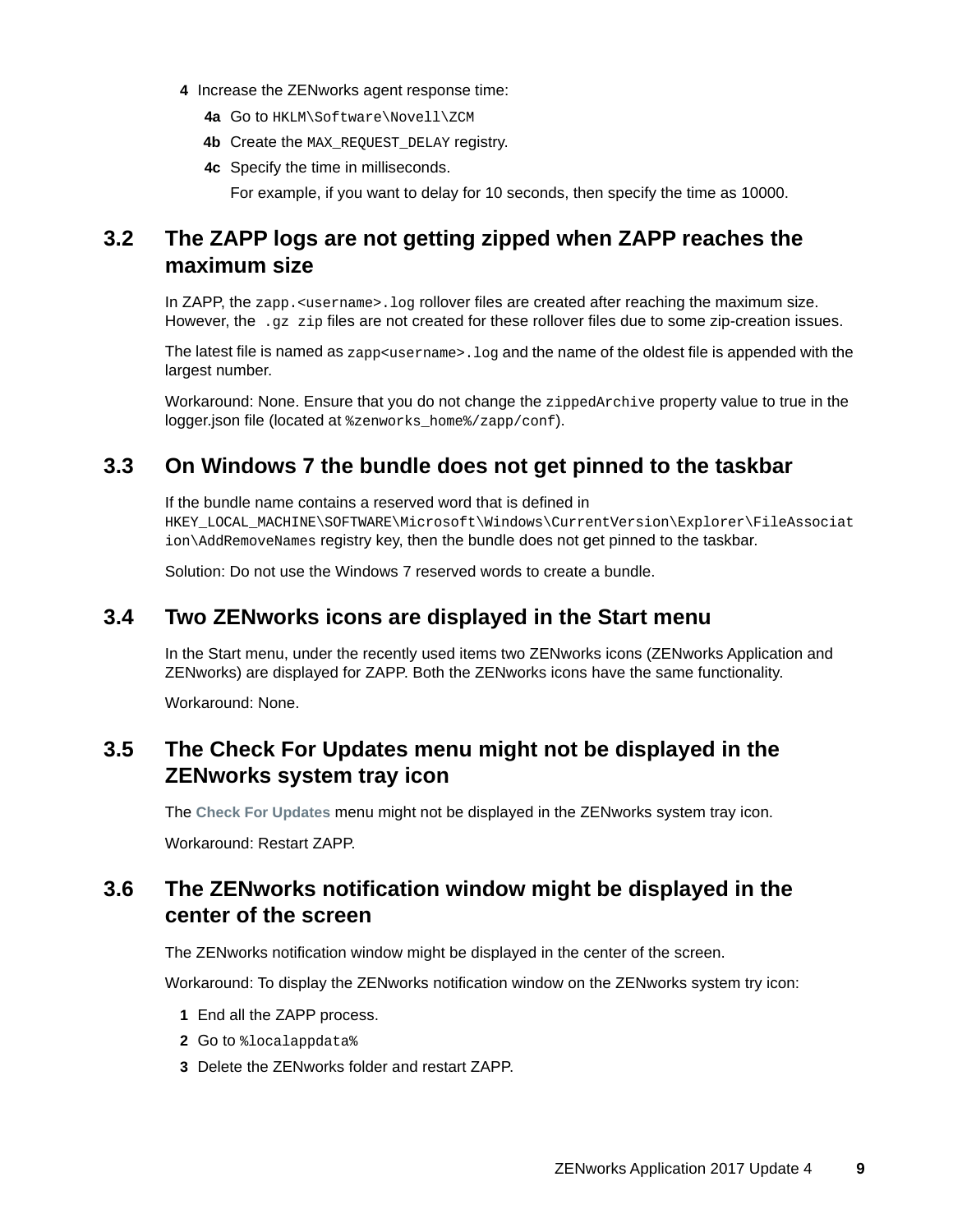4. Increase the ZENworks agent response time:

   4a. Go to `HKLM\Software\Novell\ZCM`

   4b. Create the `MAX_REQUEST_DELAY` registry.

   4c. Specify the time in milliseconds.

   For example, if you want to delay for 10 seconds, then specify the time as 10000.

## 3.2 The ZAPP logs are not getting zipped when ZAPP reaches the maximum size

In ZAPP, the `zapp.<username>.log` rollover files are created after reaching the maximum size. However, the `.gz zip` files are not created for these rollover files due to some zip-creation issues.

The latest file is named as `zapp<username>.log` and the name of the oldest file is appended with the largest number.

Workaround: None. Ensure that you do not change the `zippedArchive` property value to true in the logger.json file (located at `%zenworks_home%/zapp/conf`).

## 3.3 On Windows 7 the bundle does not get pinned to the taskbar

If the bundle name contains a reserved word that is defined in `HKEY_LOCAL_MACHINE\SOFTWARE\Microsoft\Windows\CurrentVersion\Explorer\FileAssociation\AddRemoveNames` registry key, then the bundle does not get pinned to the taskbar.

Solution: Do not use the Windows 7 reserved words to create a bundle.

## 3.4 Two ZENworks icons are displayed in the Start menu

In the Start menu, under the recently used items two ZENworks icons (ZENworks Application and ZENworks) are displayed for ZAPP. Both the ZENworks icons have the same functionality.

Workaround: None.

## 3.5 The Check For Updates menu might not be displayed in the ZENworks system tray icon

The **Check For Updates** menu might not be displayed in the ZENworks system tray icon.

Workaround: Restart ZAPP.

## 3.6 The ZENworks notification window might be displayed in the center of the screen

The ZENworks notification window might be displayed in the center of the screen.

Workaround: To display the ZENworks notification window on the ZENworks system try icon:

1. End all the ZAPP process.
2. Go to `%localappdata%`
3. Delete the ZENworks folder and restart ZAPP.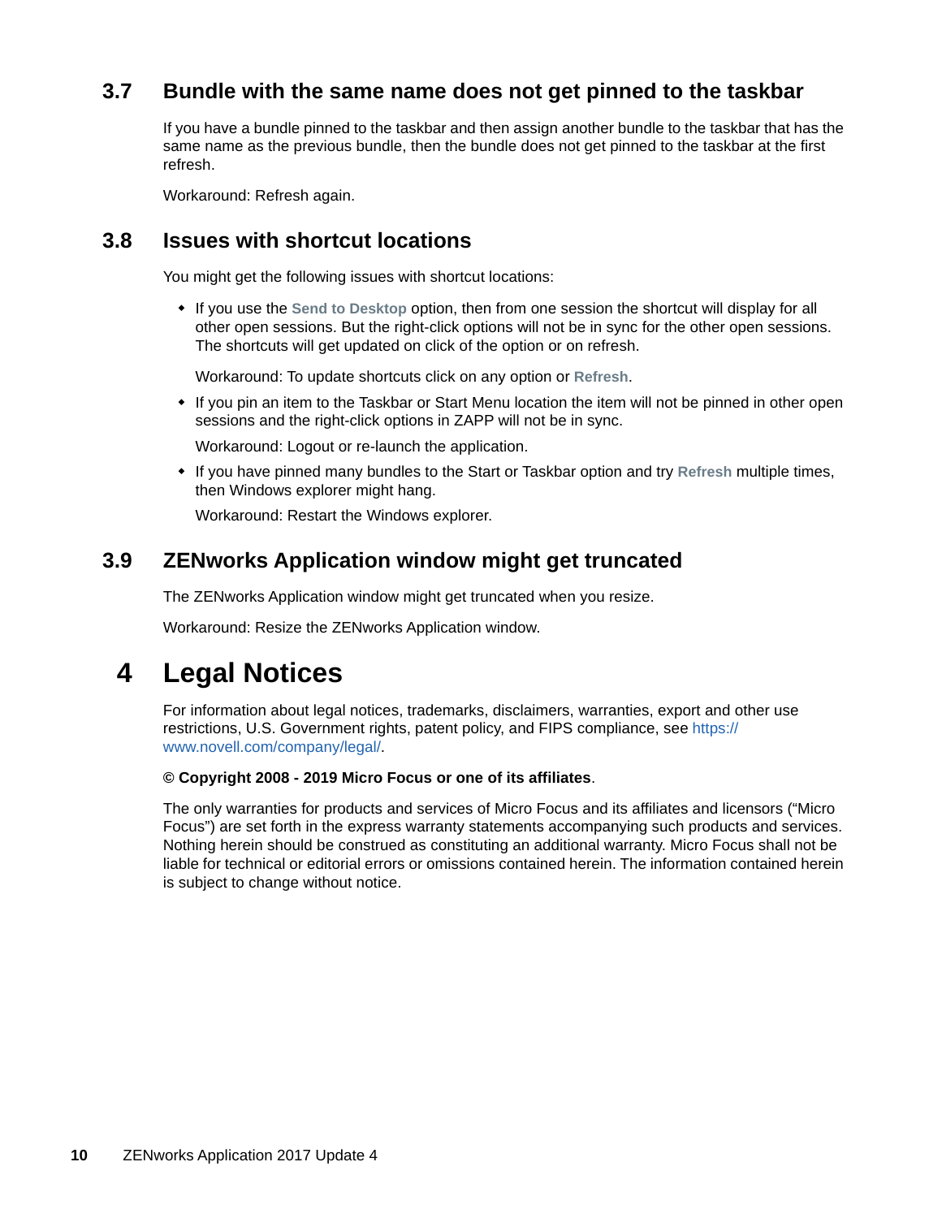## 3.7 Bundle with the same name does not get pinned to the taskbar

If you have a bundle pinned to the taskbar and then assign another bundle to the taskbar that has the same name as the previous bundle, then the bundle does not get pinned to the taskbar at the first refresh.

Workaround: Refresh again.

## 3.8 Issues with shortcut locations

You might get the following issues with shortcut locations:

- If you use the **Send to Desktop** option, then from one session the shortcut will display for all other open sessions. But the right-click options will not be in sync for the other open sessions. The shortcuts will get updated on click of the option or on refresh.

  Workaround: To update shortcuts click on any option or **Refresh**.

- If you pin an item to the Taskbar or Start Menu location the item will not be pinned in other open sessions and the right-click options in ZAPP will not be in sync.

  Workaround: Logout or re-launch the application.

- If you have pinned many bundles to the Start or Taskbar option and try **Refresh** multiple times, then Windows explorer might hang.

  Workaround: Restart the Windows explorer.

## 3.9 ZENworks Application window might get truncated

The ZENworks Application window might get truncated when you resize.

Workaround: Resize the ZENworks Application window.

# 4 Legal Notices

For information about legal notices, trademarks, disclaimers, warranties, export and other use restrictions, U.S. Government rights, patent policy, and FIPS compliance, see https://www.novell.com/company/legal/.

**© Copyright 2008 - 2019 Micro Focus or one of its affiliates**.

The only warranties for products and services of Micro Focus and its affiliates and licensors ("Micro Focus") are set forth in the express warranty statements accompanying such products and services. Nothing herein should be construed as constituting an additional warranty. Micro Focus shall not be liable for technical or editorial errors or omissions contained herein. The information contained herein is subject to change without notice.